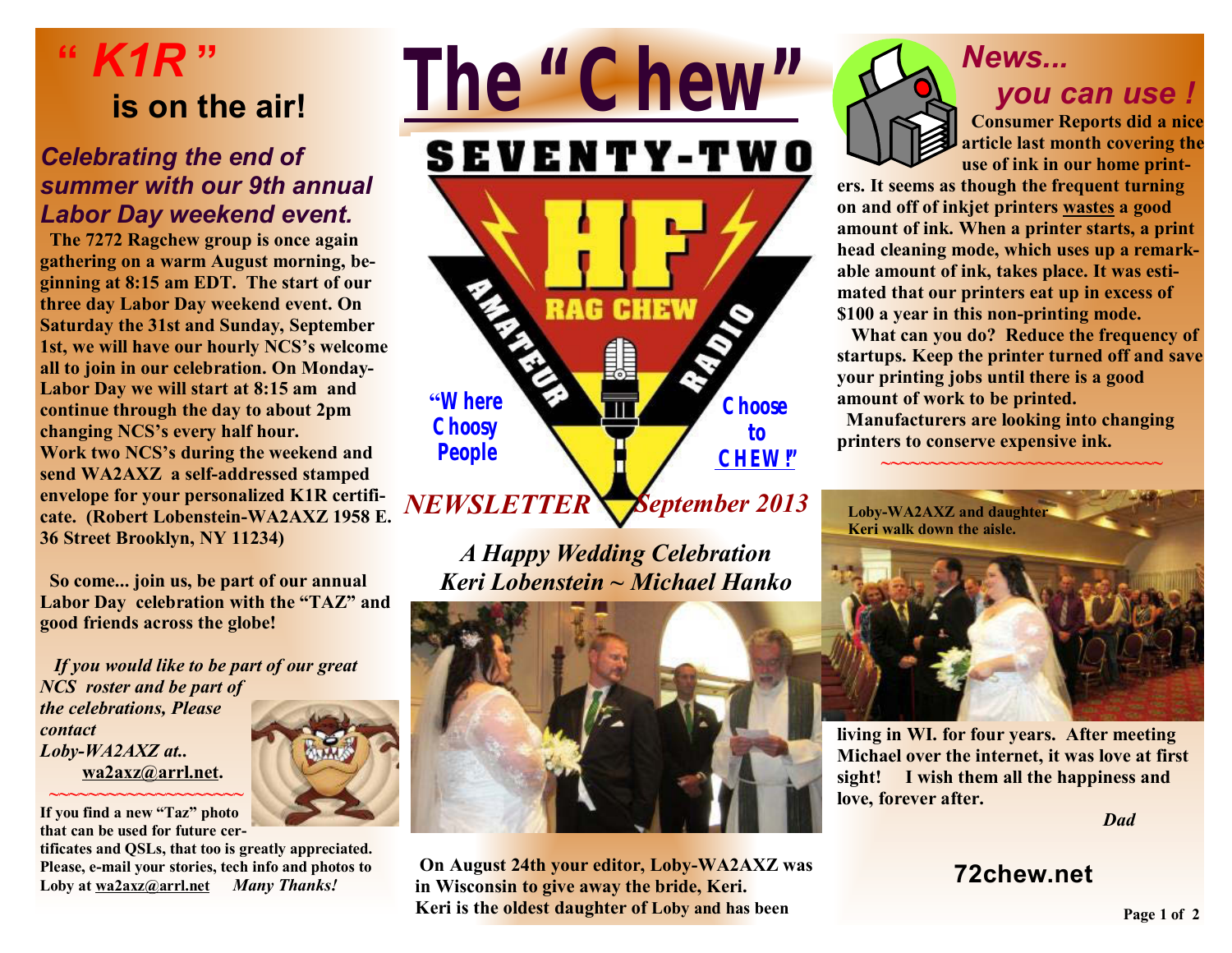# The "Chew"

SEVENTY-TWO

HF RAG CHEW

AMATEUR RADIO

"Where Choosy People Choose to CHEW!"

*NEWSLETTER* *September 2013*

## "K1R" is on the air!

### *Celebrating the end of summer with our 9th annual Labor Day weekend event.*

**The 7272 Ragchew group is once again gathering on a warm August morning, beginning at 8:15 am EDT. The start of our three day Labor Day weekend event. On Saturday the 31st and Sunday, September 1st, we will have our hourly NCS's welcome all to join in our celebration. On Monday-Labor Day we will start at 8:15 am and continue through the day to about 2pm changing NCS's every half hour.**
**Work two NCS's during the weekend and send WA2AXZ a self-addressed stamped envelope for your personalized K1R certificate. (Robert Lobenstein-WA2AXZ 1958 E. 36 Street Brooklyn, NY 11234)**

**So come... join us, be part of our annual Labor Day celebration with the "TAZ" and good friends across the globe!**

***If you would like to be part of our great NCS roster and be part of the celebrations, Please contact Loby-WA2AXZ at.. wa2axz@arrl.net.***

~~~~~~~~~~~~~~~~~~~~

**If you find a new "Taz" photo that can be used for future certificates and QSLs, that too is greatly appreciated. Please, e-mail your stories, tech info and photos to Loby at wa2axz@arrl.net** ***Many Thanks!***

## *A Happy Wedding Celebration*
## *Keri Lobenstein ~ Michael Hanko*

**On August 24th your editor, Loby-WA2AXZ was in Wisconsin to give away the bride, Keri. Keri is the oldest daughter of Loby and has been living in WI. for four years. After meeting Michael over the internet, it was love at first sight! I wish them all the happiness and love, forever after.**

***Dad***

**Loby-WA2AXZ and daughter Keri walk down the aisle.**

## *News... you can use !*

**Consumer Reports did a nice article last month covering the use of ink in our home printers. It seems as though the frequent turning on and off of inkjet printers wastes a good amount of ink. When a printer starts, a print head cleaning mode, which uses up a remarkable amount of ink, takes place. It was estimated that our printers eat up in excess of $100 a year in this non-printing mode.**

**What can you do? Reduce the frequency of startups. Keep the printer turned off and save your printing jobs until there is a good amount of work to be printed.**

**Manufacturers are looking into changing printers to conserve expensive ink.**

~~~~~~~~~~~~~~~~~~~~

**72chew.net**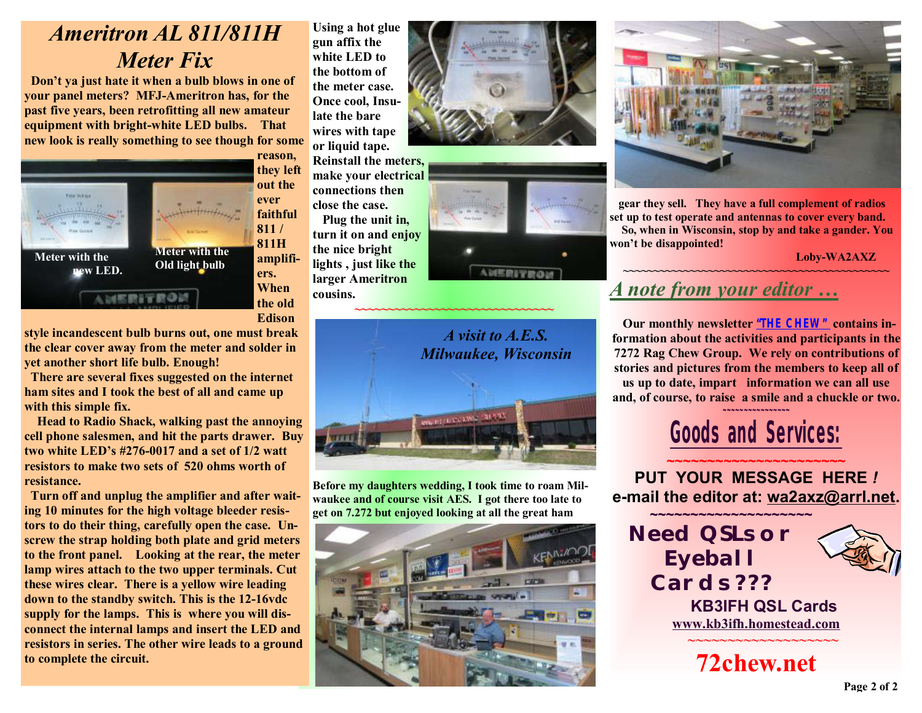# Ameritron AL 811/811H Meter Fix

**Don't ya just hate it when a bulb blows in one of your panel meters? MFJ-Ameritron has, for the past five years, been retrofitting all new amateur equipment with bright-white LED bulbs. That new look is really something to see though for some reason, they left out the ever faithful 811 / 811H amplifiers. When the old Edison style incandescent bulb burns out, one must break the clear cover away from the meter and solder in yet another short life bulb. Enough!**

**There are several fixes suggested on the internet ham sites and I took the best of all and came up with this simple fix.**

**Head to Radio Shack, walking past the annoying cell phone salesmen, and hit the parts drawer. Buy two white LED's #276-0017 and a set of 1/2 watt resistors to make two sets of 520 ohms worth of resistance.**

**Turn off and unplug the amplifier and after waiting 10 minutes for the high voltage bleeder resistors to do their thing, carefully open the case. Unscrew the strap holding both plate and grid meters to the front panel. Looking at the rear, the meter lamp wires attach to the two upper terminals. Cut these wires clear. There is a yellow wire leading down to the standby switch. This is the 12-16vdc supply for the lamps. This is where you will disconnect the internal lamps and insert the LED and resistors in series. The other wire leads to a ground to complete the circuit.**

**Meter with the new LED.** **Meter with the Old light bulb**

**Using a hot glue gun affix the white LED to the bottom of the meter case. Once cool, Insulate the bare wires with tape or liquid tape. Reinstall the meters, make your electrical connections then close the case.**

**Plug the unit in, turn it on and enjoy the nice bright lights , just like the larger Ameritron cousins.**

~~~~~~~~~~~~~~~~~~~~~~~~~~~~~~~~~~~

## *A visit to A.E.S. Milwaukee, Wisconsin*

**Before my daughters wedding, I took time to roam Milwaukee and of course visit AES. I got there too late to get on 7.272 but enjoyed looking at all the great ham gear they sell. They have a full complement of radios set up to test operate and antennas to cover every band.**

**So, when in Wisconsin, stop by and take a gander. You won't be disappointed!**

**Loby-WA2AXZ**

~~~~~~~~~~~~~~~~~~~~~~~~~~~~~~~~~~~~~~~~~~~~

## *A note from your editor …*

**Our monthly newsletter "THE CHEW" contains information about the activities and participants in the 7272 Rag Chew Group. We rely on contributions of stories and pictures from the members to keep all of us up to date, impart information we can all use and, of course, to raise a smile and a chuckle or two.**

~~~~~~~~~~~~~~~~

## Goods and Services:

~~~~~~~~~~~~~~~~~~~~~~~

**PUT YOUR MESSAGE HERE !**
**e-mail the editor at: wa2axz@arrl.net.**

~~~~~~~~~~~~~~~~~~~~~~~

**Need QSLs or Eyeball Cards???**

**KB3IFH QSL Cards**
**www.kb3ifh.homestead.com**

~~~~~~~~~~~~~~~~~~~~~~

# 72chew.net